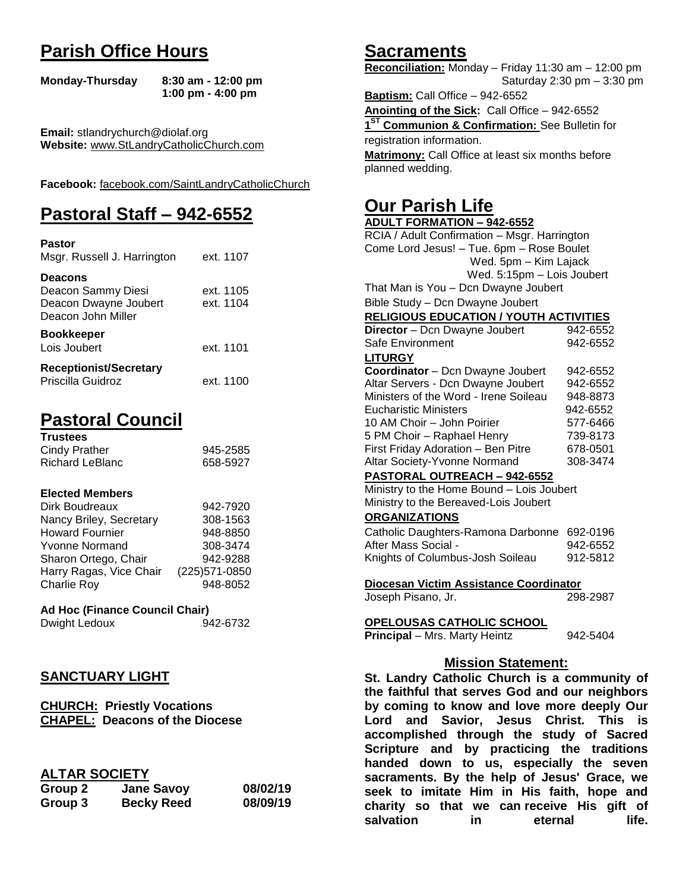# Parish Office Hours

**Monday-Thursday** **8:30 am - 12:00 pm**
**1:00 pm - 4:00 pm**

**Email:** stlandrychurch@diolaf.org
**Website:** www.StLandryCatholicChurch.com

**Facebook:** facebook.com/SaintLandryCatholicChurch

# Pastoral Staff – 942-6552

**Pastor**
Msgr. Russell J. Harrington ext. 1107

**Deacons**
Deacon Sammy Diesi ext. 1105
Deacon Dwayne Joubert ext. 1104
Deacon John Miller

**Bookkeeper**
Lois Joubert ext. 1101

**Receptionist/Secretary**
Priscilla Guidroz ext. 1100

# Pastoral Council

**Trustees**

| | |
|---|---|
| Cindy Prather | 945-2585 |
| Richard LeBlanc | 658-5927 |

**Elected Members**

| | |
|---|---|
| Dirk Boudreaux | 942-7920 |
| Nancy Briley, Secretary | 308-1563 |
| Howard Fournier | 948-8850 |
| Yvonne Normand | 308-3474 |
| Sharon Ortego, Chair | 942-9288 |
| Harry Ragas, Vice Chair | (225)571-0850 |
| Charlie Roy | 948-8052 |

**Ad Hoc (Finance Council Chair)**
Dwight Ledoux 942-6732

## SANCTUARY LIGHT

**CHURCH: Priestly Vocations**
**CHAPEL: Deacons of the Diocese**

## ALTAR SOCIETY

| | | |
|---|---|---|
| **Group 2** | **Jane Savoy** | **08/02/19** |
| **Group 3** | **Becky Reed** | **08/09/19** |

# Sacraments

**Reconciliation:** Monday – Friday 11:30 am – 12:00 pm
Saturday 2:30 pm – 3:30 pm
**Baptism:** Call Office – 942-6552
**Anointing of the Sick:** Call Office – 942-6552
**1ST Communion & Confirmation:** See Bulletin for registration information.
**Matrimony:** Call Office at least six months before planned wedding.

# Our Parish Life

**ADULT FORMATION – 942-6552**
RCIA / Adult Confirmation – Msgr. Harrington
Come Lord Jesus! – Tue. 6pm – Rose Boulet
Wed. 5pm – Kim Lajack
Wed. 5:15pm – Lois Joubert
That Man is You – Dcn Dwayne Joubert
Bible Study – Dcn Dwayne Joubert

**RELIGIOUS EDUCATION / YOUTH ACTIVITIES**

| | |
|---|---|
| **Director** – Dcn Dwayne Joubert | 942-6552 |
| Safe Environment | 942-6552 |

**LITURGY**

| | |
|---|---|
| **Coordinator** – Dcn Dwayne Joubert | 942-6552 |
| Altar Servers - Dcn Dwayne Joubert | 942-6552 |
| Ministers of the Word - Irene Soileau | 948-8873 |
| Eucharistic Ministers | 942-6552 |
| 10 AM Choir – John Poirier | 577-6466 |
| 5 PM Choir – Raphael Henry | 739-8173 |
| First Friday Adoration – Ben Pitre | 678-0501 |
| Altar Society-Yvonne Normand | 308-3474 |

**PASTORAL OUTREACH – 942-6552**
Ministry to the Home Bound – Lois Joubert
Ministry to the Bereaved-Lois Joubert

**ORGANIZATIONS**

| | |
|---|---|
| Catholic Daughters-Ramona Darbonne | 692-0196 |
| After Mass Social - | 942-6552 |
| Knights of Columbus-Josh Soileau | 912-5812 |

**Diocesan Victim Assistance Coordinator**
Joseph Pisano, Jr. 298-2987

**OPELOUSAS CATHOLIC SCHOOL**
**Principal** – Mrs. Marty Heintz 942-5404

## Mission Statement:

**St. Landry Catholic Church is a community of the faithful that serves God and our neighbors by coming to know and love more deeply Our Lord and Savior, Jesus Christ. This is accomplished through the study of Sacred Scripture and by practicing the traditions handed down to us, especially the seven sacraments. By the help of Jesus' Grace, we seek to imitate Him in His faith, hope and charity so that we can receive His gift of salvation in eternal life.**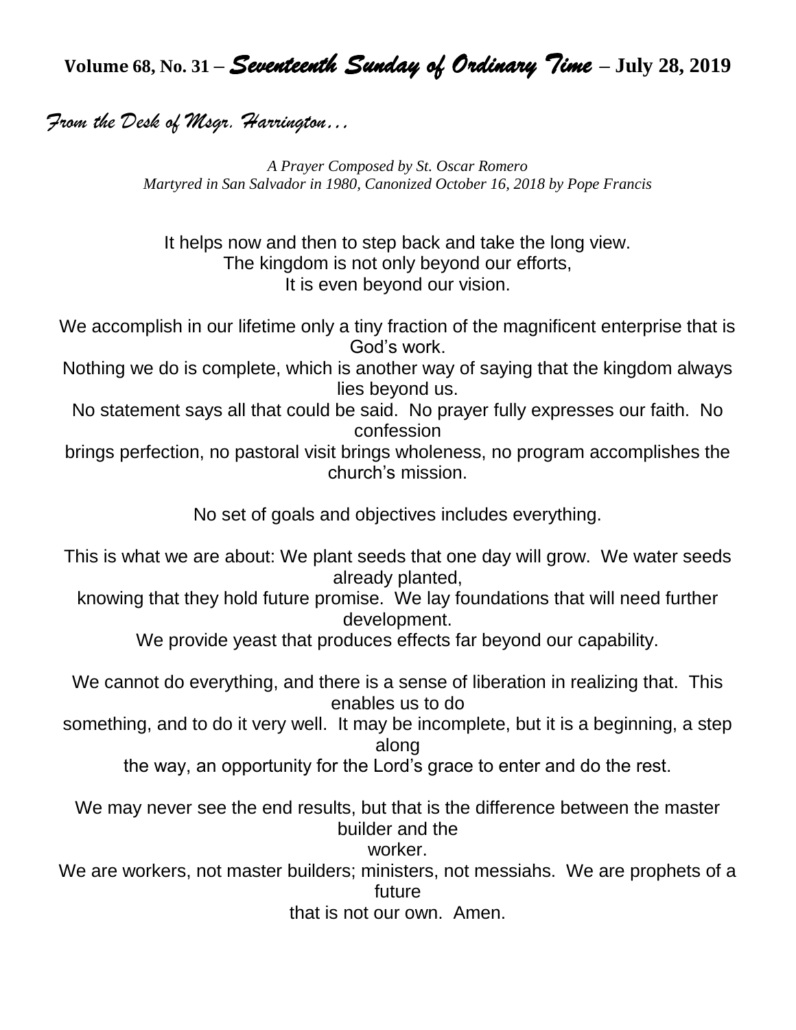# Volume 68, No. 31 – *Seventeenth Sunday of Ordinary Time* – July 28, 2019

## *From the Desk of Msgr. Harrington…*

*A Prayer Composed by St. Oscar Romero*
*Martyred in San Salvador in 1980, Canonized October 16, 2018 by Pope Francis*

It helps now and then to step back and take the long view.
The kingdom is not only beyond our efforts,
It is even beyond our vision.

We accomplish in our lifetime only a tiny fraction of the magnificent enterprise that is God's work.
Nothing we do is complete, which is another way of saying that the kingdom always lies beyond us.
No statement says all that could be said. No prayer fully expresses our faith. No confession
brings perfection, no pastoral visit brings wholeness, no program accomplishes the church's mission.

No set of goals and objectives includes everything.

This is what we are about: We plant seeds that one day will grow. We water seeds already planted,
knowing that they hold future promise. We lay foundations that will need further development.
We provide yeast that produces effects far beyond our capability.

We cannot do everything, and there is a sense of liberation in realizing that. This enables us to do
something, and to do it very well. It may be incomplete, but it is a beginning, a step along
the way, an opportunity for the Lord's grace to enter and do the rest.

We may never see the end results, but that is the difference between the master builder and the
worker.
We are workers, not master builders; ministers, not messiahs. We are prophets of a future
that is not our own. Amen.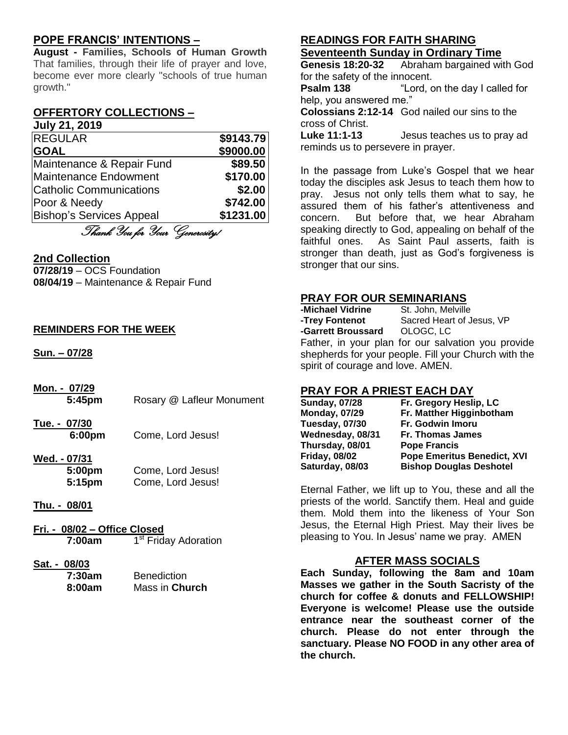## POPE FRANCIS' INTENTIONS –

**August - Families, Schools of Human Growth** That families, through their life of prayer and love, become ever more clearly "schools of true human growth."

## OFFERTORY COLLECTIONS –

**July 21, 2019**

| | |
|---|---|
| REGULAR | **$9143.79** |
| **GOAL** | **$9000.00** |
| Maintenance & Repair Fund | **$89.50** |
| Maintenance Endowment | **$170.00** |
| Catholic Communications | **$2.00** |
| Poor & Needy | **$742.00** |
| Bishop's Services Appeal | **$1231.00** |

*Thank You for Your Generosity!*

## 2nd Collection

**07/28/19** – OCS Foundation
**08/04/19** – Maintenance & Repair Fund

## REMINDERS FOR THE WEEK

**Sun. – 07/28**

**Mon. - 07/29**
**5:45pm** Rosary @ Lafleur Monument

**Tue. - 07/30**
**6:00pm** Come, Lord Jesus!

**Wed. - 07/31**
**5:00pm** Come, Lord Jesus!
**5:15pm** Come, Lord Jesus!

**Thu. - 08/01**

**Fri. - 08/02 – Office Closed**
**7:00am** 1st Friday Adoration

**Sat. - 08/03**
**7:30am** Benediction
**8:00am** Mass in **Church**

## READINGS FOR FAITH SHARING

**Seventeenth Sunday in Ordinary Time**

**Genesis 18:20-32** Abraham bargained with God for the safety of the innocent.
**Psalm 138** "Lord, on the day I called for help, you answered me."
**Colossians 2:12-14** God nailed our sins to the cross of Christ.
**Luke 11:1-13** Jesus teaches us to pray ad reminds us to persevere in prayer.

In the passage from Luke's Gospel that we hear today the disciples ask Jesus to teach them how to pray. Jesus not only tells them what to say, he assured them of his father's attentiveness and concern. But before that, we hear Abraham speaking directly to God, appealing on behalf of the faithful ones. As Saint Paul asserts, faith is stronger than death, just as God's forgiveness is stronger that our sins.

## PRAY FOR OUR SEMINARIANS

**-Michael Vidrine** St. John, Melville
**-Trey Fontenot** Sacred Heart of Jesus, VP
**-Garrett Broussard** OLOGC, LC

Father, in your plan for our salvation you provide shepherds for your people. Fill your Church with the spirit of courage and love. AMEN.

## PRAY FOR A PRIEST EACH DAY

| | |
|---|---|
| **Sunday, 07/28** | **Fr. Gregory Heslip, LC** |
| **Monday, 07/29** | **Fr. Matther Higginbotham** |
| **Tuesday, 07/30** | **Fr. Godwin Imoru** |
| **Wednesday, 08/31** | **Fr. Thomas James** |
| **Thursday, 08/01** | **Pope Francis** |
| **Friday, 08/02** | **Pope Emeritus Benedict, XVI** |
| **Saturday, 08/03** | **Bishop Douglas Deshotel** |

Eternal Father, we lift up to You, these and all the priests of the world. Sanctify them. Heal and guide them. Mold them into the likeness of Your Son Jesus, the Eternal High Priest. May their lives be pleasing to You. In Jesus' name we pray. AMEN

## AFTER MASS SOCIALS

**Each Sunday, following the 8am and 10am Masses we gather in the South Sacristy of the church for coffee & donuts and FELLOWSHIP! Everyone is welcome! Please use the outside entrance near the southeast corner of the church. Please do not enter through the sanctuary. Please NO FOOD in any other area of the church.**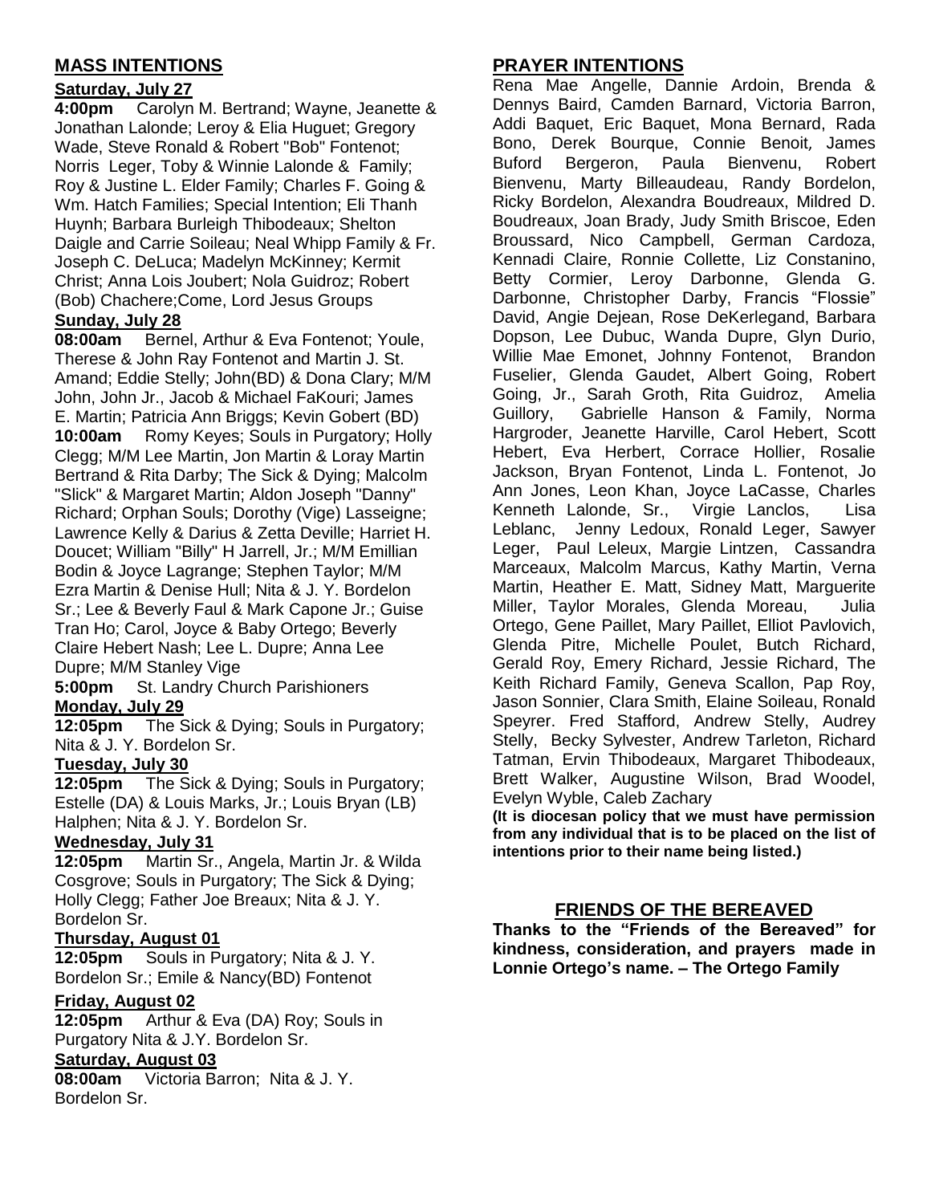## MASS INTENTIONS

### Saturday, July 27

**4:00pm** Carolyn M. Bertrand; Wayne, Jeanette & Jonathan Lalonde; Leroy & Elia Huguet; Gregory Wade, Steve Ronald & Robert "Bob" Fontenot; Norris Leger, Toby & Winnie Lalonde & Family; Roy & Justine L. Elder Family; Charles F. Going & Wm. Hatch Families; Special Intention; Eli Thanh Huynh; Barbara Burleigh Thibodeaux; Shelton Daigle and Carrie Soileau; Neal Whipp Family & Fr. Joseph C. DeLuca; Madelyn McKinney; Kermit Christ; Anna Lois Joubert; Nola Guidroz; Robert (Bob) Chachere;Come, Lord Jesus Groups

### Sunday, July 28

**08:00am** Bernel, Arthur & Eva Fontenot; Youle, Therese & John Ray Fontenot and Martin J. St. Amand; Eddie Stelly; John(BD) & Dona Clary; M/M John, John Jr., Jacob & Michael FaKouri; James E. Martin; Patricia Ann Briggs; Kevin Gobert (BD)

**10:00am** Romy Keyes; Souls in Purgatory; Holly Clegg; M/M Lee Martin, Jon Martin & Loray Martin Bertrand & Rita Darby; The Sick & Dying; Malcolm "Slick" & Margaret Martin; Aldon Joseph "Danny" Richard; Orphan Souls; Dorothy (Vige) Lasseigne; Lawrence Kelly & Darius & Zetta Deville; Harriet H. Doucet; William "Billy" H Jarrell, Jr.; M/M Emillian Bodin & Joyce Lagrange; Stephen Taylor; M/M Ezra Martin & Denise Hull; Nita & J. Y. Bordelon Sr.; Lee & Beverly Faul & Mark Capone Jr.; Guise Tran Ho; Carol, Joyce & Baby Ortego; Beverly Claire Hebert Nash; Lee L. Dupre; Anna Lee Dupre; M/M Stanley Vige

**5:00pm** St. Landry Church Parishioners

### Monday, July 29

**12:05pm** The Sick & Dying; Souls in Purgatory; Nita & J. Y. Bordelon Sr.

### Tuesday, July 30

**12:05pm** The Sick & Dying; Souls in Purgatory; Estelle (DA) & Louis Marks, Jr.; Louis Bryan (LB) Halphen; Nita & J. Y. Bordelon Sr.

### Wednesday, July 31

**12:05pm** Martin Sr., Angela, Martin Jr. & Wilda Cosgrove; Souls in Purgatory; The Sick & Dying; Holly Clegg; Father Joe Breaux; Nita & J. Y. Bordelon Sr.

### Thursday, August 01

**12:05pm** Souls in Purgatory; Nita & J. Y. Bordelon Sr.; Emile & Nancy(BD) Fontenot

### Friday, August 02

**12:05pm** Arthur & Eva (DA) Roy; Souls in Purgatory Nita & J.Y. Bordelon Sr.

### Saturday, August 03

**08:00am** Victoria Barron; Nita & J. Y. Bordelon Sr.

## PRAYER INTENTIONS

Rena Mae Angelle, Dannie Ardoin, Brenda & Dennys Baird, Camden Barnard, Victoria Barron, Addi Baquet, Eric Baquet, Mona Bernard, Rada Bono, Derek Bourque, Connie Benoit, James Buford Bergeron, Paula Bienvenu, Robert Bienvenu, Marty Billeaudeau, Randy Bordelon, Ricky Bordelon, Alexandra Boudreaux, Mildred D. Boudreaux, Joan Brady, Judy Smith Briscoe, Eden Broussard, Nico Campbell, German Cardoza, Kennadi Claire, Ronnie Collette, Liz Constanino, Betty Cormier, Leroy Darbonne, Glenda G. Darbonne, Christopher Darby, Francis "Flossie" David, Angie Dejean, Rose DeKerlegand, Barbara Dopson, Lee Dubuc, Wanda Dupre, Glyn Durio, Willie Mae Emonet, Johnny Fontenot, Brandon Fuselier, Glenda Gaudet, Albert Going, Robert Going, Jr., Sarah Groth, Rita Guidroz, Amelia Guillory, Gabrielle Hanson & Family, Norma Hargroder, Jeanette Harville, Carol Hebert, Scott Hebert, Eva Herbert, Corrace Hollier, Rosalie Jackson, Bryan Fontenot, Linda L. Fontenot, Jo Ann Jones, Leon Khan, Joyce LaCasse, Charles Kenneth Lalonde, Sr., Virgie Lanclos, Lisa Leblanc, Jenny Ledoux, Ronald Leger, Sawyer Leger, Paul Leleux, Margie Lintzen, Cassandra Marceaux, Malcolm Marcus, Kathy Martin, Verna Martin, Heather E. Matt, Sidney Matt, Marguerite Miller, Taylor Morales, Glenda Moreau, Julia Ortego, Gene Paillet, Mary Paillet, Elliot Pavlovich, Glenda Pitre, Michelle Poulet, Butch Richard, Gerald Roy, Emery Richard, Jessie Richard, The Keith Richard Family, Geneva Scallon, Pap Roy, Jason Sonnier, Clara Smith, Elaine Soileau, Ronald Speyrer. Fred Stafford, Andrew Stelly, Audrey Stelly, Becky Sylvester, Andrew Tarleton, Richard Tatman, Ervin Thibodeaux, Margaret Thibodeaux, Brett Walker, Augustine Wilson, Brad Woodel, Evelyn Wyble, Caleb Zachary

**(It is diocesan policy that we must have permission from any individual that is to be placed on the list of intentions prior to their name being listed.)**

## FRIENDS OF THE BEREAVED

**Thanks to the "Friends of the Bereaved" for kindness, consideration, and prayers made in Lonnie Ortego's name. – The Ortego Family**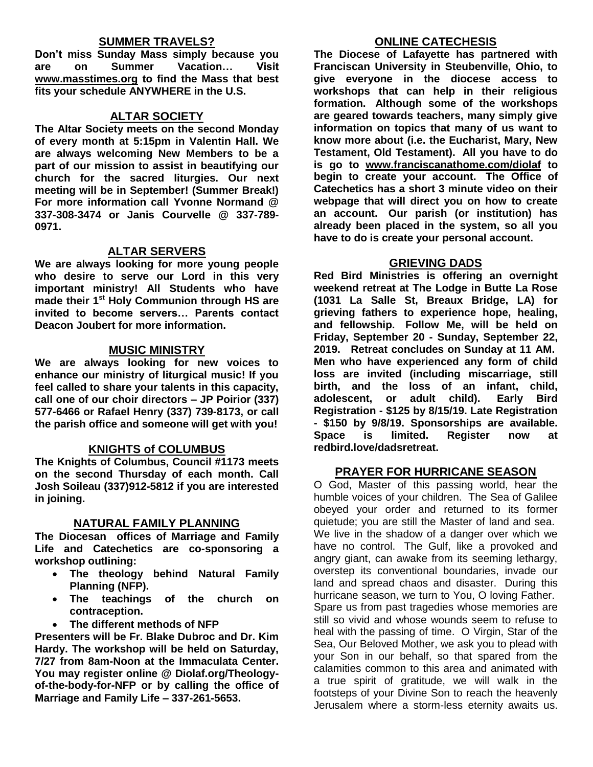## SUMMER TRAVELS?

**Don't miss Sunday Mass simply because you are on Summer Vacation… Visit www.masstimes.org to find the Mass that best fits your schedule ANYWHERE in the U.S.**

## ALTAR SOCIETY

**The Altar Society meets on the second Monday of every month at 5:15pm in Valentin Hall. We are always welcoming New Members to be a part of our mission to assist in beautifying our church for the sacred liturgies. Our next meeting will be in September! (Summer Break!) For more information call Yvonne Normand @ 337-308-3474 or Janis Courvelle @ 337-789-0971.**

## ALTAR SERVERS

**We are always looking for more young people who desire to serve our Lord in this very important ministry! All Students who have made their 1st Holy Communion through HS are invited to become servers… Parents contact Deacon Joubert for more information.**

## MUSIC MINISTRY

**We are always looking for new voices to enhance our ministry of liturgical music! If you feel called to share your talents in this capacity, call one of our choir directors – JP Poirior (337) 577-6466 or Rafael Henry (337) 739-8173, or call the parish office and someone will get with you!**

## KNIGHTS of COLUMBUS

**The Knights of Columbus, Council #1173 meets on the second Thursday of each month. Call Josh Soileau (337)912-5812 if you are interested in joining.**

## NATURAL FAMILY PLANNING

**The Diocesan offices of Marriage and Family Life and Catechetics are co-sponsoring a workshop outlining:**

- **The theology behind Natural Family Planning (NFP).**
- **The teachings of the church on contraception.**
- **The different methods of NFP**

**Presenters will be Fr. Blake Dubroc and Dr. Kim Hardy. The workshop will be held on Saturday, 7/27 from 8am-Noon at the Immaculata Center. You may register online @ Diolaf.org/Theology-of-the-body-for-NFP or by calling the office of Marriage and Family Life – 337-261-5653.**

## ONLINE CATECHESIS

**The Diocese of Lafayette has partnered with Franciscan University in Steubenville, Ohio, to give everyone in the diocese access to workshops that can help in their religious formation. Although some of the workshops are geared towards teachers, many simply give information on topics that many of us want to know more about (i.e. the Eucharist, Mary, New Testament, Old Testament). All you have to do is go to www.franciscanathome.com/diolaf to begin to create your account. The Office of Catechetics has a short 3 minute video on their webpage that will direct you on how to create an account. Our parish (or institution) has already been placed in the system, so all you have to do is create your personal account.**

## GRIEVING DADS

**Red Bird Ministries is offering an overnight weekend retreat at The Lodge in Butte La Rose (1031 La Salle St, Breaux Bridge, LA) for grieving fathers to experience hope, healing, and fellowship. Follow Me, will be held on Friday, September 20 - Sunday, September 22, 2019. Retreat concludes on Sunday at 11 AM. Men who have experienced any form of child loss are invited (including miscarriage, still birth, and the loss of an infant, child, adolescent, or adult child). Early Bird Registration - $125 by 8/15/19. Late Registration - $150 by 9/8/19. Sponsorships are available. Space is limited. Register now at redbird.love/dadsretreat.**

## PRAYER FOR HURRICANE SEASON

O God, Master of this passing world, hear the humble voices of your children. The Sea of Galilee obeyed your order and returned to its former quietude; you are still the Master of land and sea. We live in the shadow of a danger over which we have no control. The Gulf, like a provoked and angry giant, can awake from its seeming lethargy, overstep its conventional boundaries, invade our land and spread chaos and disaster. During this hurricane season, we turn to You, O loving Father. Spare us from past tragedies whose memories are still so vivid and whose wounds seem to refuse to heal with the passing of time. O Virgin, Star of the Sea, Our Beloved Mother, we ask you to plead with your Son in our behalf, so that spared from the calamities common to this area and animated with a true spirit of gratitude, we will walk in the footsteps of your Divine Son to reach the heavenly Jerusalem where a storm-less eternity awaits us.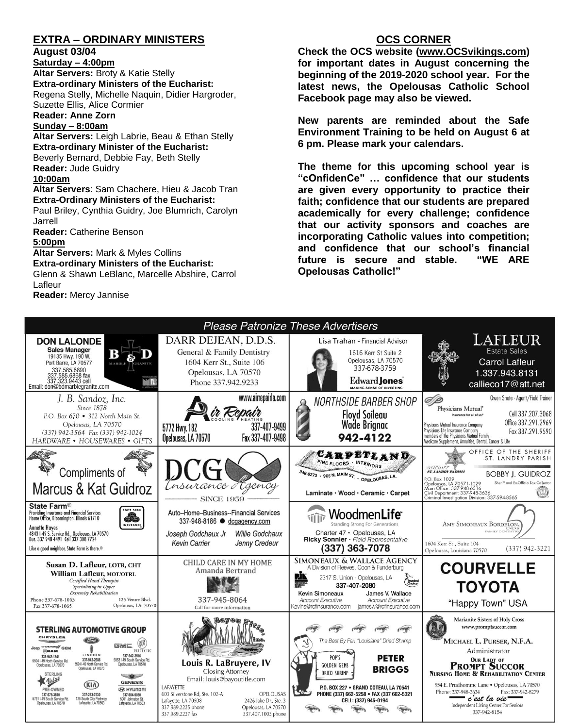## EXTRA – ORDINARY MINISTERS

**August 03/04**

**Saturday – 4:00pm**

**Altar Servers:** Broty & Katie Stelly

**Extra-ordinary Ministers of the Eucharist:** Regena Stelly, Michelle Naquin, Didier Hargroder, Suzette Ellis, Alice Cormier

**Reader: Anne Zorn**

**Sunday – 8:00am**

**Altar Servers:** Leigh Labrie, Beau & Ethan Stelly

**Extra-ordinary Minister of the Eucharist:** Beverly Bernard, Debbie Fay, Beth Stelly

**Reader:** Jude Guidry

**10:00am**

**Altar Servers**: Sam Chachere, Hieu & Jacob Tran

**Extra-Ordinary Ministers of the Eucharist:** Paul Briley, Cynthia Guidry, Joe Blumrich, Carolyn Jarrell

**Reader:** Catherine Benson

**5:00pm**

**Altar Servers:** Mark & Myles Collins

**Extra-ordinary Ministers of the Eucharist:** Glenn & Shawn LeBlanc, Marcelle Abshire, Carrol Lafleur

**Reader:** Mercy Jannise

## OCS CORNER

**Check the OCS website (www.OCSvikings.com) for important dates in August concerning the beginning of the 2019-2020 school year. For the latest news, the Opelousas Catholic School Facebook page may also be viewed.**

**New parents are reminded about the Safe Environment Training to be held on August 6 at 6 pm. Please mark your calendars.**

**The theme for this upcoming school year is "cOnfidenCe" … confidence that our students are given every opportunity to practice their faith; confidence that our students are prepared academically for every challenge; confidence that our activity sponsors and coaches are incorporating Catholic values into competition; and confidence that our school's financial future is secure and stable. "WE ARE Opelousas Catholic!"**

*Please Patronize These Advertisers*

**DON LALONDE** – Sales Manager – B & D Marble Granite – 19135 Hwy. 190 W. Port Barre, LA 70577 – 337.585.6890, 337.585.6868 fax, 337.323.9443 cell – Email: don@bdmarblegranite.com

**DARR DEJEAN, D.D.S.** – General & Family Dentistry – 1604 Kerr St., Suite 106, Opelousas, LA 70570 – Phone 337.942.9233

**Lisa Trahan** - Financial Advisor – 1616 Kerr St Suite 2, Opelousas, LA 70570 – 337-678-3759 – Edward Jones – MAKING SENSE OF INVESTING

**LAFLEUR** Estate Sales – Carrol Lafleur – 1.337.943.8131 – callieco17@att.net

**J. B. Sandoz, Inc.** – Since 1878 – P.O. Box 670 • 312 North Main St. Opelousas, LA 70570 – (337) 942-3564 Fax (337) 942-1024 – HARDWARE • HOUSEWARES • GIFTS

www.airrepairla.com – **Air Repair** Cooling Heating – 5772 Hwy. 182, Opelousas, LA 70570 – 337-407-9499, Fax 337-407-9498

**NORTHSIDE BARBER SHOP** – Floyd Soileau, Wade Brignac – 942-4122

Owen Shute - Agent/Field Trainer – Physicians Mutual – Insurance for all of us. – Cell 337.207.3068, Office 337.291.2969, Fax 337.291.9590 – Physicians Mutual Insurance Company, Physicians Life Insurance Company, members of the Physicians Mutual Family – Medicare Supplement, Annuities, Dental, Cancer & Life

Compliments of **Marcus & Kat Guidroz**

**DCG** Insurance Agency – SINCE 1959

**CARPETLAND** – FINE FLOORS • INTERIORS – 948-8273 • 905 N. MAIN ST. • OPELOUSAS, LA. – Laminate • Wood • Ceramic • Carpet

OFFICE OF THE SHERIFF ST. LANDRY PARISH – **BOBBY J. GUIDROZ** – Sheriff and Ex-Officio Tax Collector – P.O. Box 1029, Opelousas, LA 70571-1029 – Main Office: 337-948-6516 – Civil Department: 337-948-3636 – Criminal Investigation Division: 337-594-8565

**State Farm®** – Providing Insurance and Financial Services – Home Office, Bloomington, Illinois 61710 – Annette Hayes – 4843 I-49 S. Service Rd., Opelousas, LA 70570 – Bus. 337 948 4491 Cell 337 308 7724 – Like a good neighbor, State Farm is there.®

Auto–Home–Business--Financial Services – 337-948-8186 ● dcgagency.com – Joseph Godchaux Jr, Willie Godchaux, Kevin Carrier, Jenny Credeur

**WoodmenLife** – Standing Strong For Generations – Charter 47 • Opelousas, LA – Ricky Sonnier - Field Representative – (337) 363-7078

AMY SIMONEAUX BORDELON, DDS – FAMILY DENTISTRY – 1604 Kerr St., Suite 104, Opelousas, Louisiana 70570 – (337) 942-3221

**Susan D. Lafleur, LOTR, CHT** – **William Lafleur, MOT/OTRL** – Certified Hand Therapist – Specializing in Upper Extremity Rehabilitation – Phone 337-678-1063, Fax 337-678-1065 – 125 Ventre Blvd. Opelousas, LA 70570

CHILD CARE IN MY HOME – Amanda Bertrand – 337-945-8064 – Call for more information

**SIMONEAUX & WALLACE AGENCY** – A Division of Reeves, Coon & Funderburg – 2317 S. Union - Opelousas, LA – 337-407-2080 – Kevin Simoneaux, Account Executive, Kevins@rcfinsurance.com – James V. Wallace, Account Executive, jamesw@rcfinsurance.com

**COURVELLE TOYOTA** – "Happy Town" USA

**STERLING AUTOMOTIVE GROUP** – Chrysler, Jeep, Dodge, Ram: 337-942-1241, 5504 I-49 North Service Rd. Opelousas, LA 70570 – Ford, Lincoln: 337-942-2686, 5524 I-49 North Service Rd. Opelousas, LA 70570 – GMC, Buick: 337-942-3516, 5853 I-49 South Service Rd. Opelousas, LA 70570 – Sterling Value Pre-Owned: 337-678-3810, 5731 I-49 South Service Rd. Opelousas, LA 70570 – Kia: 337-233-7630, 125 South City Parkway, Lafayette, LA 70503 – Genesis, Hyundai: 337-984-9050, 5001 Johnston St. Lafayette, LA 70503

**Bayou Title, Inc.** – **Louis R. LaBruyere, IV** – Closing Attorney – Email: louis@bayoutitle.com – LAFAYETTE: 603 Silverstone Rd, Ste. 102-A, Lafayette, LA 70508, 337.989.2225 phone, 337.989.2227 fax – OPELOUSAS: 2426 Jake Dr., Ste. 3, Opelousas, LA 70570, 337.407.1005 phone

The Best By Far! "Louisiana" Dried Shrimp – POP'S GOLDEN GEMS DRIED SHRIMP – **PETER BRIGGS** – P.O. BOX 227 • GRAND COTEAU, LA 70541 – PHONE (337) 662-5258 • FAX (337) 662-5321 – CELL: (337) 945-0194

Marianite Sisters of Holy Cross – www.promptsuccor.com – **MICHAEL L. PURSER, N.F.A.** – Administrator – **OUR LADY OF PROMPT SUCCOR NURSING HOME & REHABILITATION CENTER** – 954 E. Prudhomme Lane • Opelousas, LA 70570 – Phone: 337-948-3634, Fax: 337-942-8279 – c'est la vie – Independent Living Center For Seniors – 337-942-8154